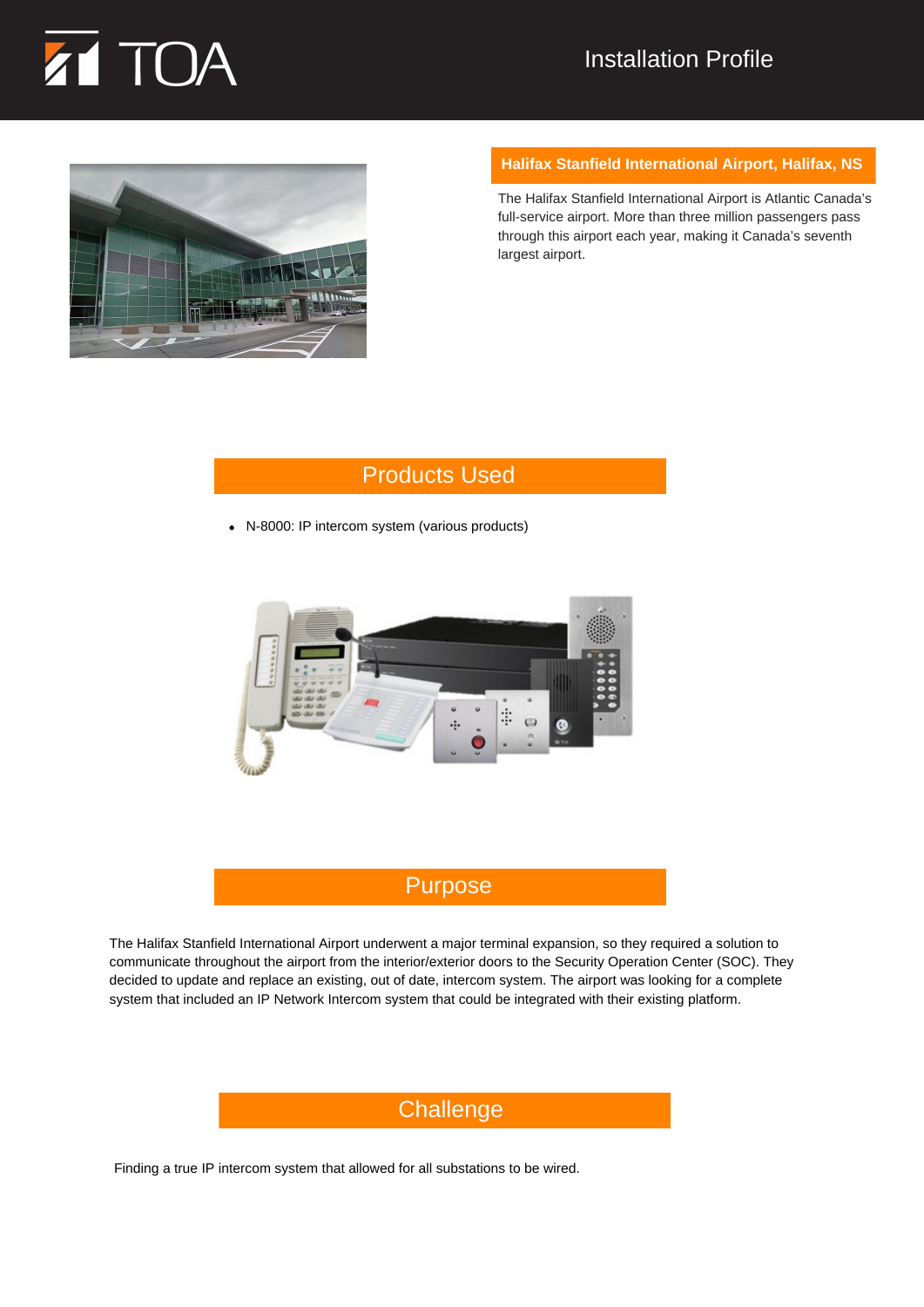TOA

Installation Profile

## Halifax Stanfield International Airport, Halifax, NS

The Halifax Stanfield International Airport is Atlantic Canada's full-service airport. More than three million passengers pass through this airport each year, making it Canada's seventh largest airport.

## Products Used

- N-8000: IP intercom system (various products)

## Purpose

The Halifax Stanfield International Airport underwent a major terminal expansion, so they required a solution to communicate throughout the airport from the interior/exterior doors to the Security Operation Center (SOC). They decided to update and replace an existing, out of date, intercom system. The airport was looking for a complete system that included an IP Network Intercom system that could be integrated with their existing platform.

## Challenge

Finding a true IP intercom system that allowed for all substations to be wired.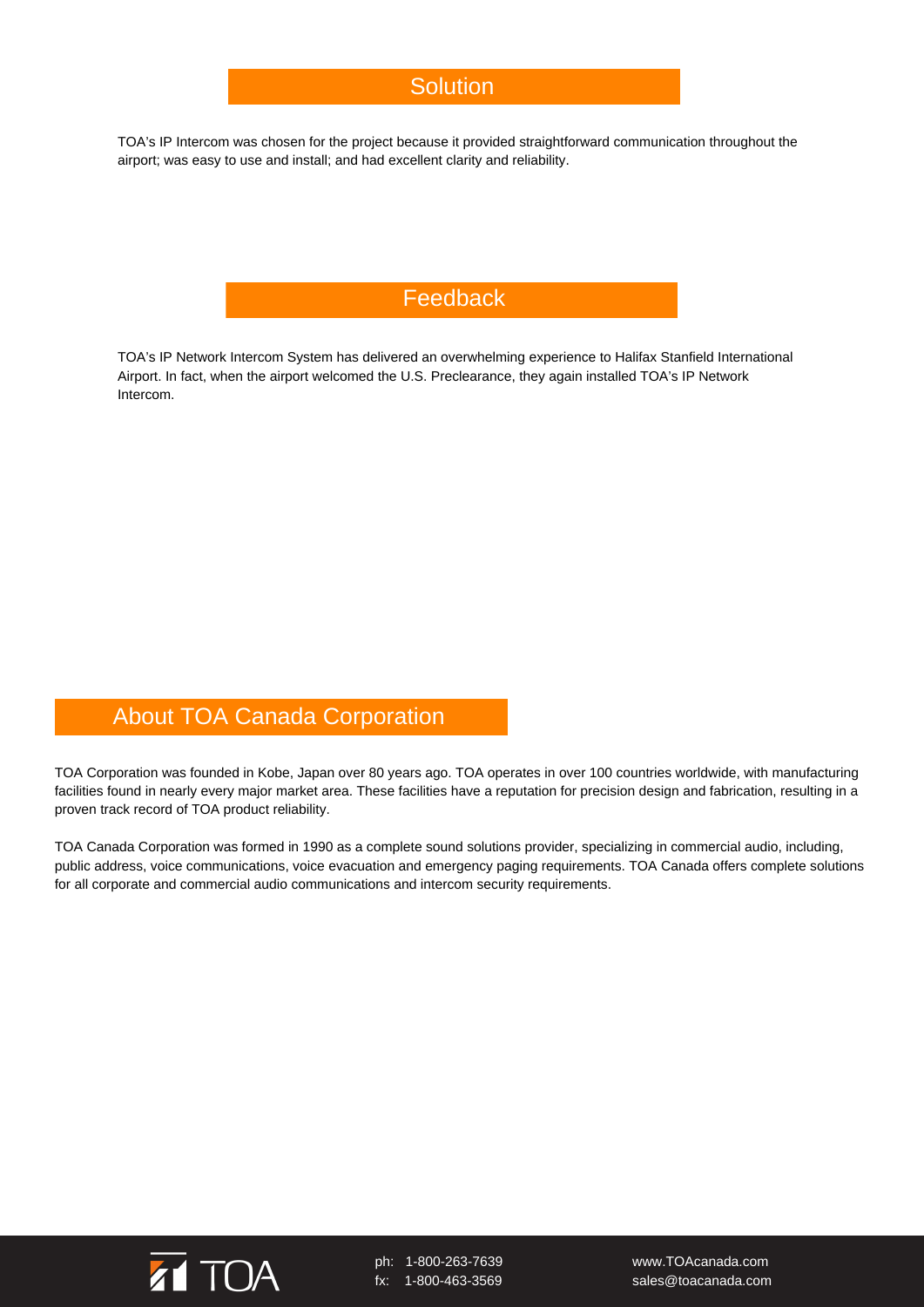## Solution

TOA's IP Intercom was chosen for the project because it provided straightforward communication throughout the airport; was easy to use and install; and had excellent clarity and reliability.

## Feedback

TOA's IP Network Intercom System has delivered an overwhelming experience to Halifax Stanfield International Airport. In fact, when the airport welcomed the U.S. Preclearance, they again installed TOA's IP Network Intercom.

## About TOA Canada Corporation

TOA Corporation was founded in Kobe, Japan over 80 years ago. TOA operates in over 100 countries worldwide, with manufacturing facilities found in nearly every major market area. These facilities have a reputation for precision design and fabrication, resulting in a proven track record of TOA product reliability.

TOA Canada Corporation was formed in 1990 as a complete sound solutions provider, specializing in commercial audio, including, public address, voice communications, voice evacuation and emergency paging requirements. TOA Canada offers complete solutions for all corporate and commercial audio communications and intercom security requirements.

TOA

ph: 1-800-263-7639
fx: 1-800-463-3569

www.TOAcanada.com
sales@toacanada.com